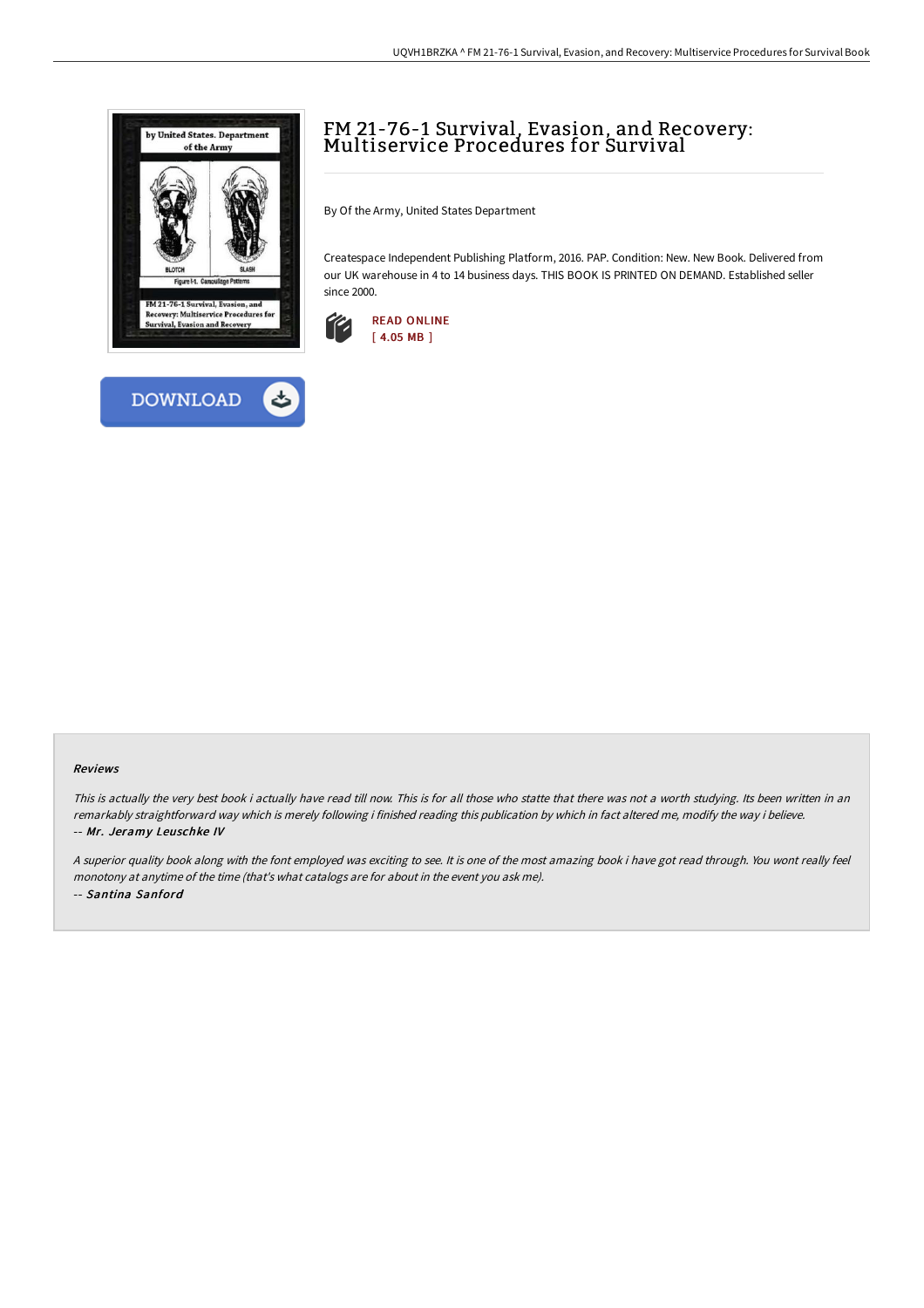# FM 21-76-1 Survival, Evasion, and Recovery: Multiservice Procedures for Survival

By Of the Army, United States Department

Createspace Independent Publishing Platform, 2016. PAP. Condition: New. New Book. Delivered from our UK warehouse in 4 to 14 business days. THIS BOOK IS PRINTED ON DEMAND. Established seller since 2000.

READ ONLINE
[ 4.05 MB ]

DOWNLOAD

### Reviews

*This is actually the very best book i actually have read till now. This is for all those who statte that there was not a worth studying. Its been written in an remarkably straightforward way which is merely following i finished reading this publication by which in fact altered me, modify the way i believe.*

-- *Mr. Jeramy Leuschke IV*

*A superior quality book along with the font employed was exciting to see. It is one of the most amazing book i have got read through. You wont really feel monotony at anytime of the time (that's what catalogs are for about in the event you ask me).*

-- *Santina Sanford*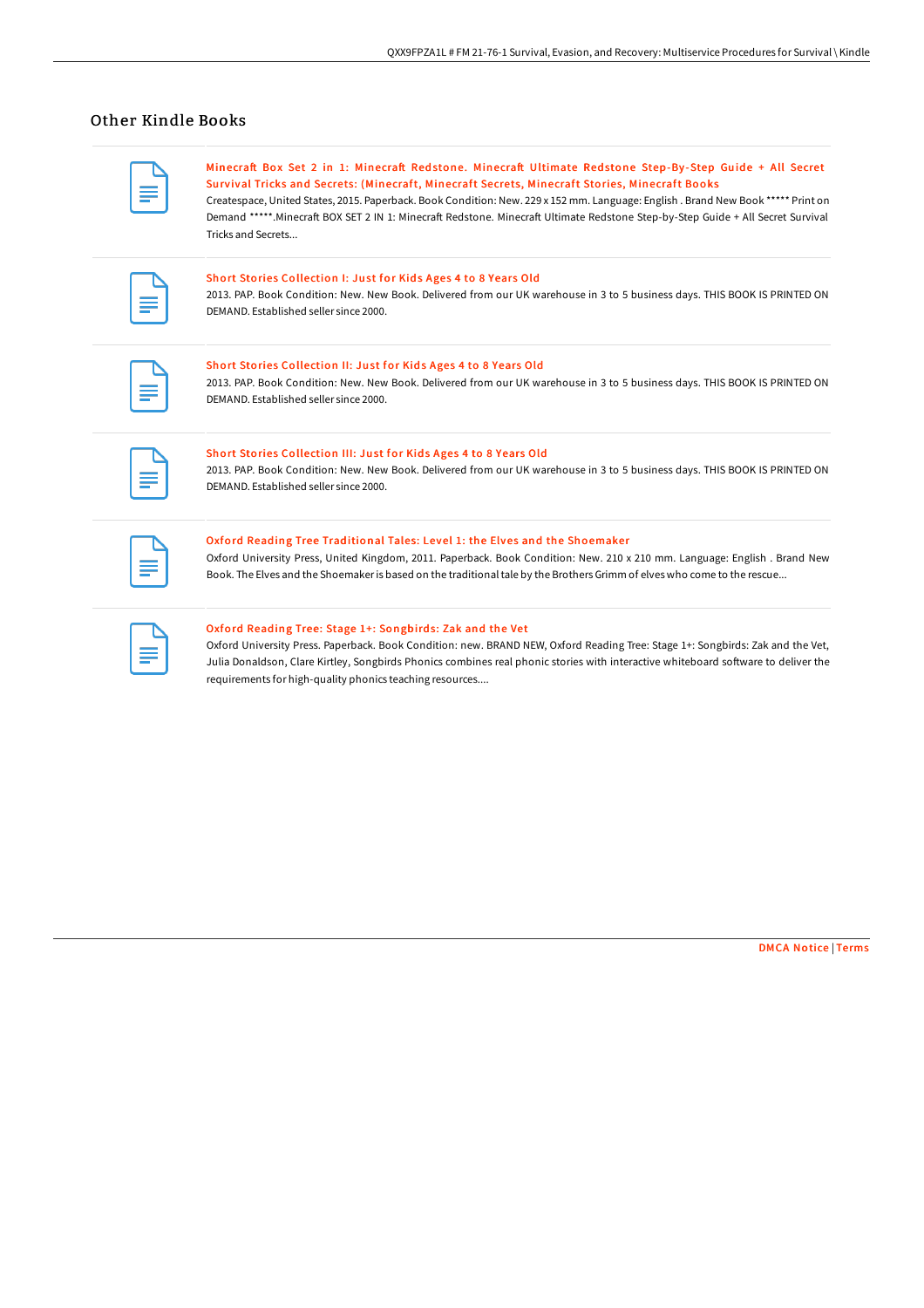## Other Kindle Books

### Minecraft Box Set 2 in 1: Minecraft Redstone. Minecraft Ultimate Redstone Step-By-Step Guide + All Secret Survival Tricks and Secrets: (Minecraft, Minecraft Secrets, Minecraft Stories, Minecraft Books

Createspace, United States, 2015. Paperback. Book Condition: New. 229 x 152 mm. Language: English . Brand New Book ***** Print on Demand *****.Minecraft BOX SET 2 IN 1: Minecraft Redstone. Minecraft Ultimate Redstone Step-by-Step Guide + All Secret Survival Tricks and Secrets...

### Short Stories Collection I: Just for Kids Ages 4 to 8 Years Old

2013. PAP. Book Condition: New. New Book. Delivered from our UK warehouse in 3 to 5 business days. THIS BOOK IS PRINTED ON DEMAND. Established seller since 2000.

### Short Stories Collection II: Just for Kids Ages 4 to 8 Years Old

2013. PAP. Book Condition: New. New Book. Delivered from our UK warehouse in 3 to 5 business days. THIS BOOK IS PRINTED ON DEMAND. Established seller since 2000.

### Short Stories Collection III: Just for Kids Ages 4 to 8 Years Old

2013. PAP. Book Condition: New. New Book. Delivered from our UK warehouse in 3 to 5 business days. THIS BOOK IS PRINTED ON DEMAND. Established seller since 2000.

### Oxford Reading Tree Traditional Tales: Level 1: the Elves and the Shoemaker

Oxford University Press, United Kingdom, 2011. Paperback. Book Condition: New. 210 x 210 mm. Language: English . Brand New Book. The Elves and the Shoemaker is based on the traditional tale by the Brothers Grimm of elves who come to the rescue...

### Oxford Reading Tree: Stage 1+: Songbirds: Zak and the Vet

Oxford University Press. Paperback. Book Condition: new. BRAND NEW, Oxford Reading Tree: Stage 1+: Songbirds: Zak and the Vet, Julia Donaldson, Clare Kirtley, Songbirds Phonics combines real phonic stories with interactive whiteboard software to deliver the requirements for high-quality phonics teaching resources....

DMCA Notice | Terms